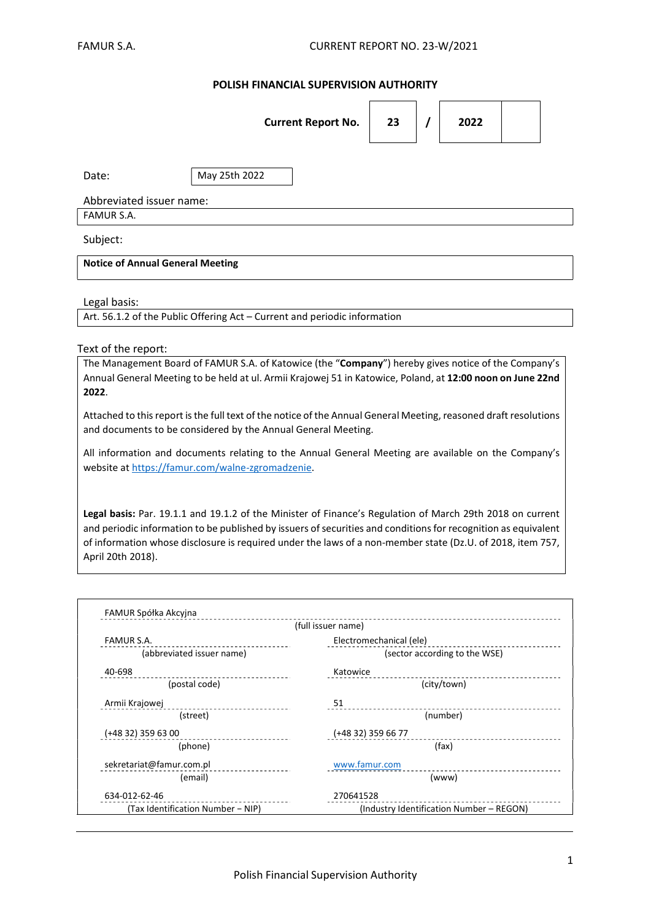**POLISH FINANCIAL SUPERVISION AUTHORITY**

| Current Report No. | 23 | / | 2022 | |
|---|---|---|---|---|

Date: May 25th 2022

Abbreviated issuer name:

FAMUR S.A.

Subject:

**Notice of Annual General Meeting**

Legal basis:

Art. 56.1.2 of the Public Offering Act – Current and periodic information

Text of the report:

The Management Board of FAMUR S.A. of Katowice (the "**Company**") hereby gives notice of the Company's Annual General Meeting to be held at ul. Armii Krajowej 51 in Katowice, Poland, at **12:00 noon on June 22nd 2022**.

Attached to this report is the full text of the notice of the Annual General Meeting, reasoned draft resolutions and documents to be considered by the Annual General Meeting.

All information and documents relating to the Annual General Meeting are available on the Company's website at https://famur.com/walne-zgromadzenie.

**Legal basis:** Par. 19.1.1 and 19.1.2 of the Minister of Finance's Regulation of March 29th 2018 on current and periodic information to be published by issuers of securities and conditions for recognition as equivalent of information whose disclosure is required under the laws of a non-member state (Dz.U. of 2018, item 757, April 20th 2018).

| | |
|---|---|
| FAMUR Spółka Akcyjna | |
| (full issuer name) | |
| FAMUR S.A. | Electromechanical (ele) |
| (abbreviated issuer name) | (sector according to the WSE) |
| 40-698 | Katowice |
| (postal code) | (city/town) |
| Armii Krajowej | 51 |
| (street) | (number) |
| (+48 32) 359 63 00 | (+48 32) 359 66 77 |
| (phone) | (fax) |
| sekretariat@famur.com.pl | www.famur.com |
| (email) | (www) |
| 634-012-62-46 | 270641528 |
| (Tax Identification Number – NIP) | (Industry Identification Number – REGON) |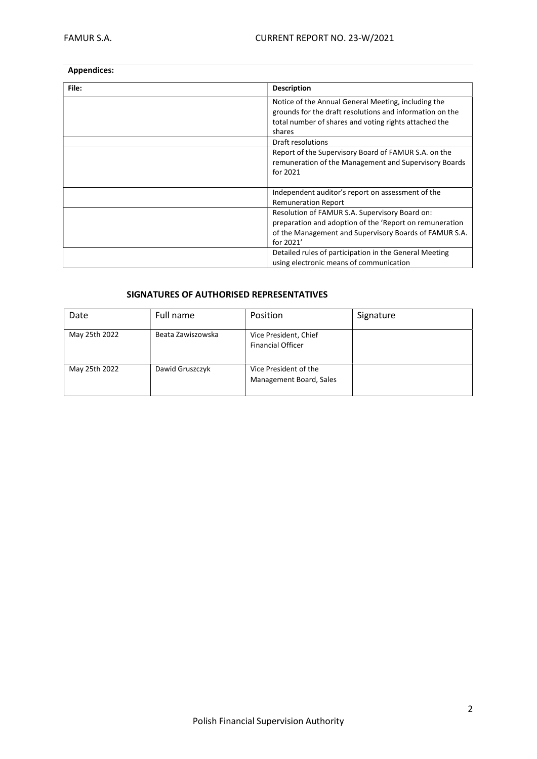**Appendices:**

| File: | Description |
|---|---|
| | Notice of the Annual General Meeting, including the grounds for the draft resolutions and information on the total number of shares and voting rights attached the shares |
| | Draft resolutions |
| | Report of the Supervisory Board of FAMUR S.A. on the remuneration of the Management and Supervisory Boards for 2021 |
| | Independent auditor's report on assessment of the Remuneration Report |
| | Resolution of FAMUR S.A. Supervisory Board on: preparation and adoption of the 'Report on remuneration of the Management and Supervisory Boards of FAMUR S.A. for 2021' |
| | Detailed rules of participation in the General Meeting using electronic means of communication |

## SIGNATURES OF AUTHORISED REPRESENTATIVES

| Date | Full name | Position | Signature |
|---|---|---|---|
| May 25th 2022 | Beata Zawiszowska | Vice President, Chief Financial Officer | |
| May 25th 2022 | Dawid Gruszczyk | Vice President of the Management Board, Sales | |